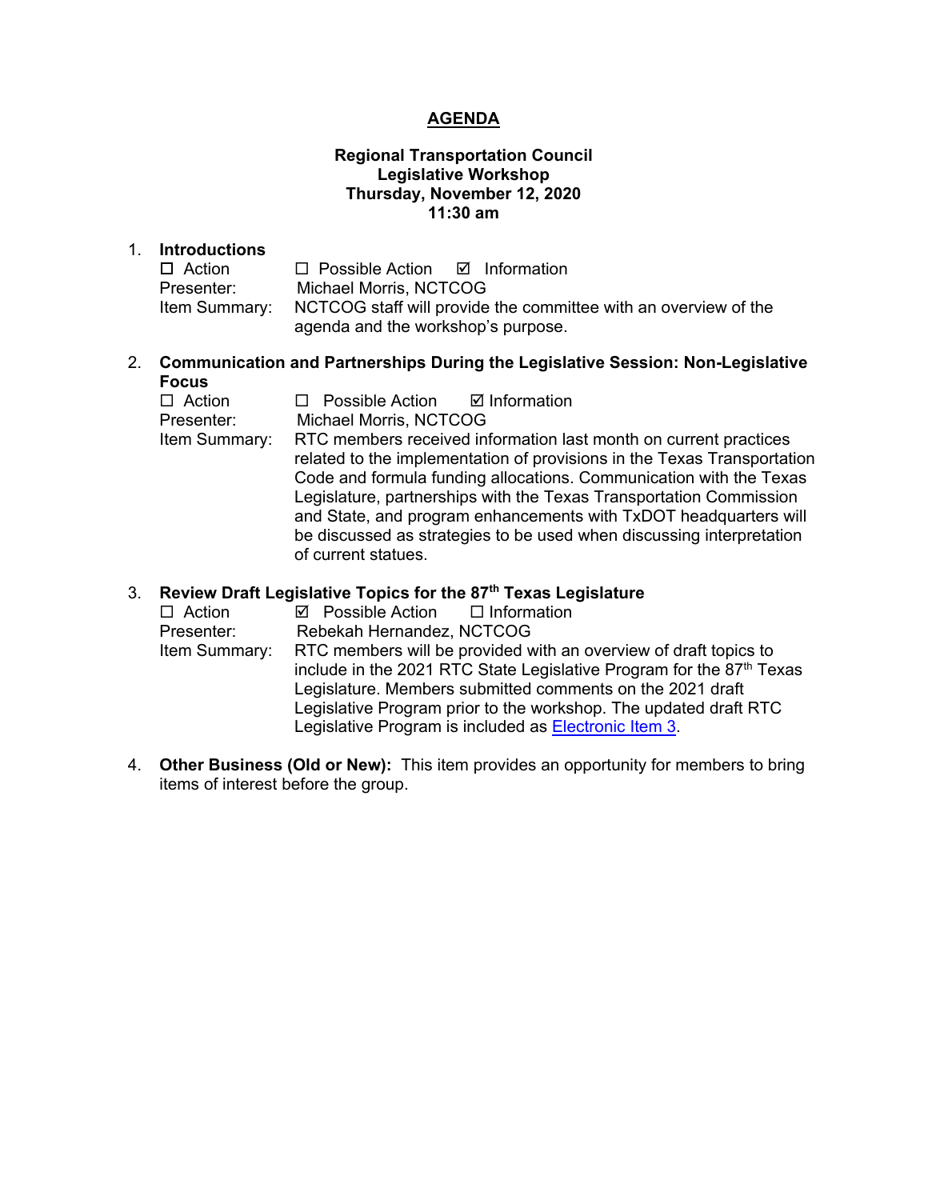# AGENDA

**Regional Transportation Council**
**Legislative Workshop**
**Thursday, November 12, 2020**
**11:30 am**

1. **Introductions**
   ☐ Action ☐ Possible Action ☑ Information
   Presenter: Michael Morris, NCTCOG
   Item Summary: NCTCOG staff will provide the committee with an overview of the agenda and the workshop's purpose.

2. **Communication and Partnerships During the Legislative Session: Non-Legislative Focus**
   ☐ Action ☐ Possible Action ☑ Information
   Presenter: Michael Morris, NCTCOG
   Item Summary: RTC members received information last month on current practices related to the implementation of provisions in the Texas Transportation Code and formula funding allocations. Communication with the Texas Legislature, partnerships with the Texas Transportation Commission and State, and program enhancements with TxDOT headquarters will be discussed as strategies to be used when discussing interpretation of current statues.

3. **Review Draft Legislative Topics for the 87th Texas Legislature**
   ☐ Action ☑ Possible Action ☐ Information
   Presenter: Rebekah Hernandez, NCTCOG
   Item Summary: RTC members will be provided with an overview of draft topics to include in the 2021 RTC State Legislative Program for the 87th Texas Legislature. Members submitted comments on the 2021 draft Legislative Program prior to the workshop. The updated draft RTC Legislative Program is included as Electronic Item 3.

4. **Other Business (Old or New):** This item provides an opportunity for members to bring items of interest before the group.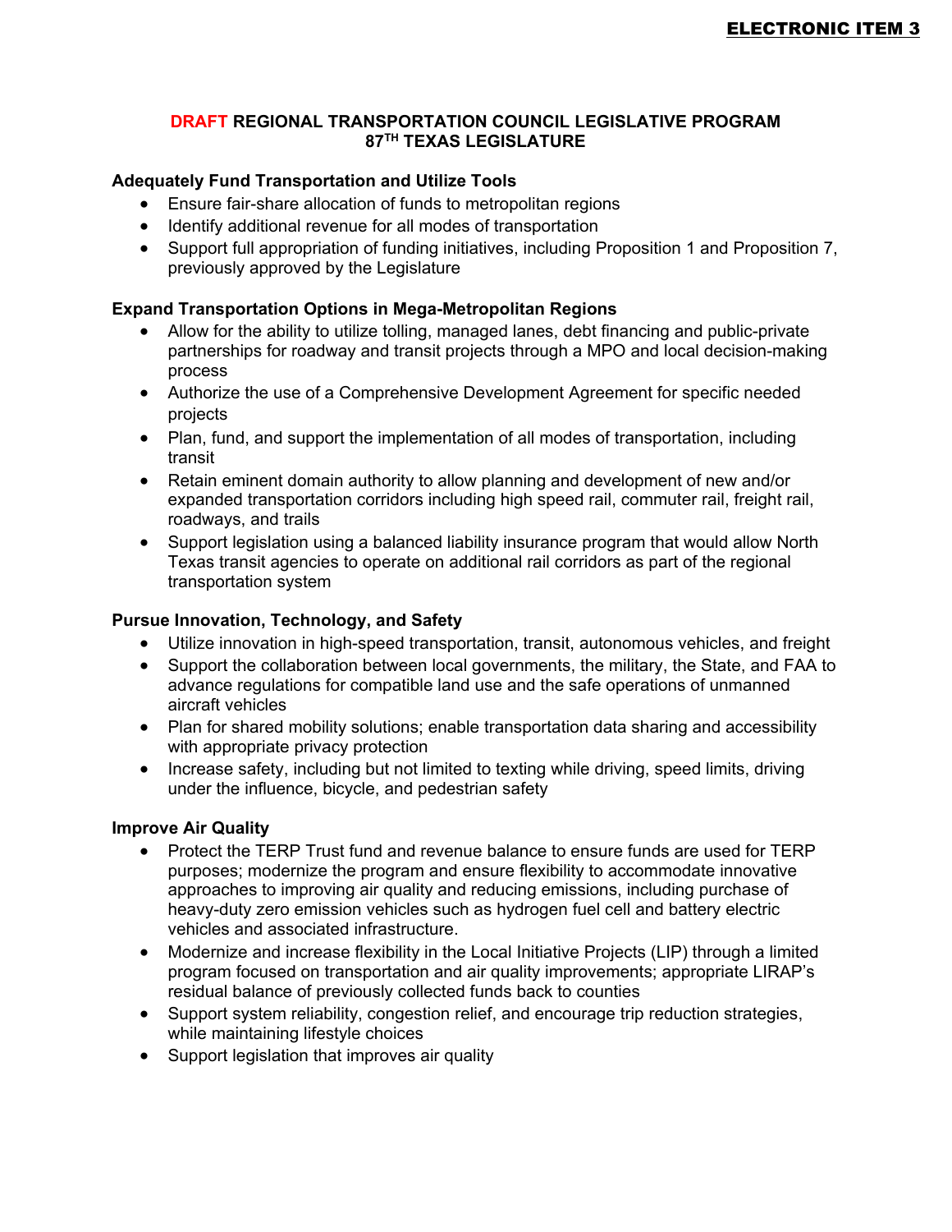**ELECTRONIC ITEM 3**

# DRAFT REGIONAL TRANSPORTATION COUNCIL LEGISLATIVE PROGRAM 87TH TEXAS LEGISLATURE

### Adequately Fund Transportation and Utilize Tools

- Ensure fair-share allocation of funds to metropolitan regions
- Identify additional revenue for all modes of transportation
- Support full appropriation of funding initiatives, including Proposition 1 and Proposition 7, previously approved by the Legislature

### Expand Transportation Options in Mega-Metropolitan Regions

- Allow for the ability to utilize tolling, managed lanes, debt financing and public-private partnerships for roadway and transit projects through a MPO and local decision-making process
- Authorize the use of a Comprehensive Development Agreement for specific needed projects
- Plan, fund, and support the implementation of all modes of transportation, including transit
- Retain eminent domain authority to allow planning and development of new and/or expanded transportation corridors including high speed rail, commuter rail, freight rail, roadways, and trails
- Support legislation using a balanced liability insurance program that would allow North Texas transit agencies to operate on additional rail corridors as part of the regional transportation system

### Pursue Innovation, Technology, and Safety

- Utilize innovation in high-speed transportation, transit, autonomous vehicles, and freight
- Support the collaboration between local governments, the military, the State, and FAA to advance regulations for compatible land use and the safe operations of unmanned aircraft vehicles
- Plan for shared mobility solutions; enable transportation data sharing and accessibility with appropriate privacy protection
- Increase safety, including but not limited to texting while driving, speed limits, driving under the influence, bicycle, and pedestrian safety

### Improve Air Quality

- Protect the TERP Trust fund and revenue balance to ensure funds are used for TERP purposes; modernize the program and ensure flexibility to accommodate innovative approaches to improving air quality and reducing emissions, including purchase of heavy-duty zero emission vehicles such as hydrogen fuel cell and battery electric vehicles and associated infrastructure.
- Modernize and increase flexibility in the Local Initiative Projects (LIP) through a limited program focused on transportation and air quality improvements; appropriate LIRAP's residual balance of previously collected funds back to counties
- Support system reliability, congestion relief, and encourage trip reduction strategies, while maintaining lifestyle choices
- Support legislation that improves air quality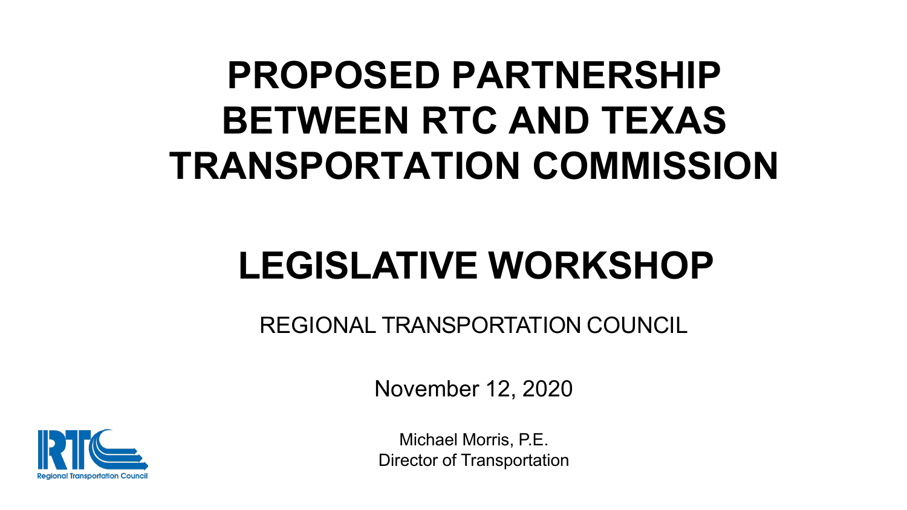# PROPOSED PARTNERSHIP BETWEEN RTC AND TEXAS TRANSPORTATION COMMISSION

# LEGISLATIVE WORKSHOP

REGIONAL TRANSPORTATION COUNCIL

November 12, 2020

Michael Morris, P.E.
Director of Transportation

Regional Transportation Council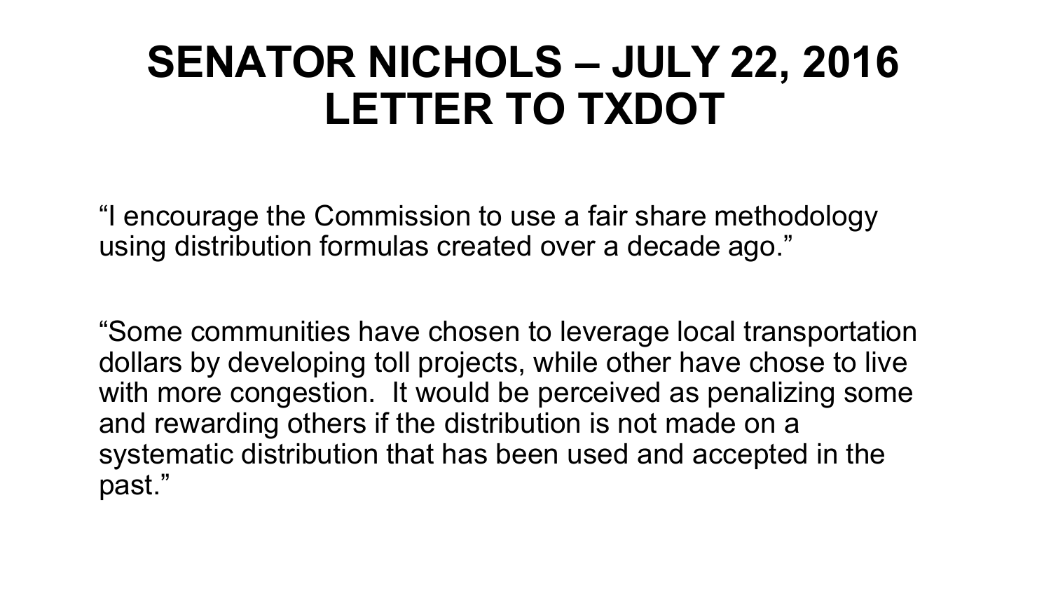# SENATOR NICHOLS – JULY 22, 2016 LETTER TO TXDOT

"I encourage the Commission to use a fair share methodology using distribution formulas created over a decade ago."

"Some communities have chosen to leverage local transportation dollars by developing toll projects, while other have chose to live with more congestion. It would be perceived as penalizing some and rewarding others if the distribution is not made on a systematic distribution that has been used and accepted in the past."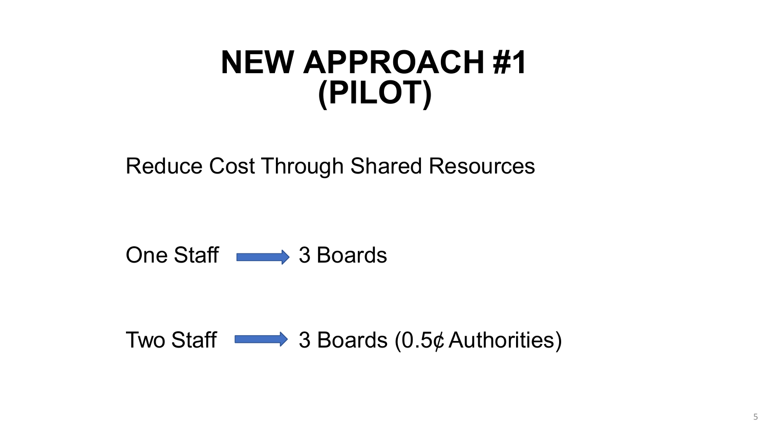# NEW APPROACH #1 (PILOT)

Reduce Cost Through Shared Resources

One Staff → 3 Boards

Two Staff → 3 Boards (0.5¢ Authorities)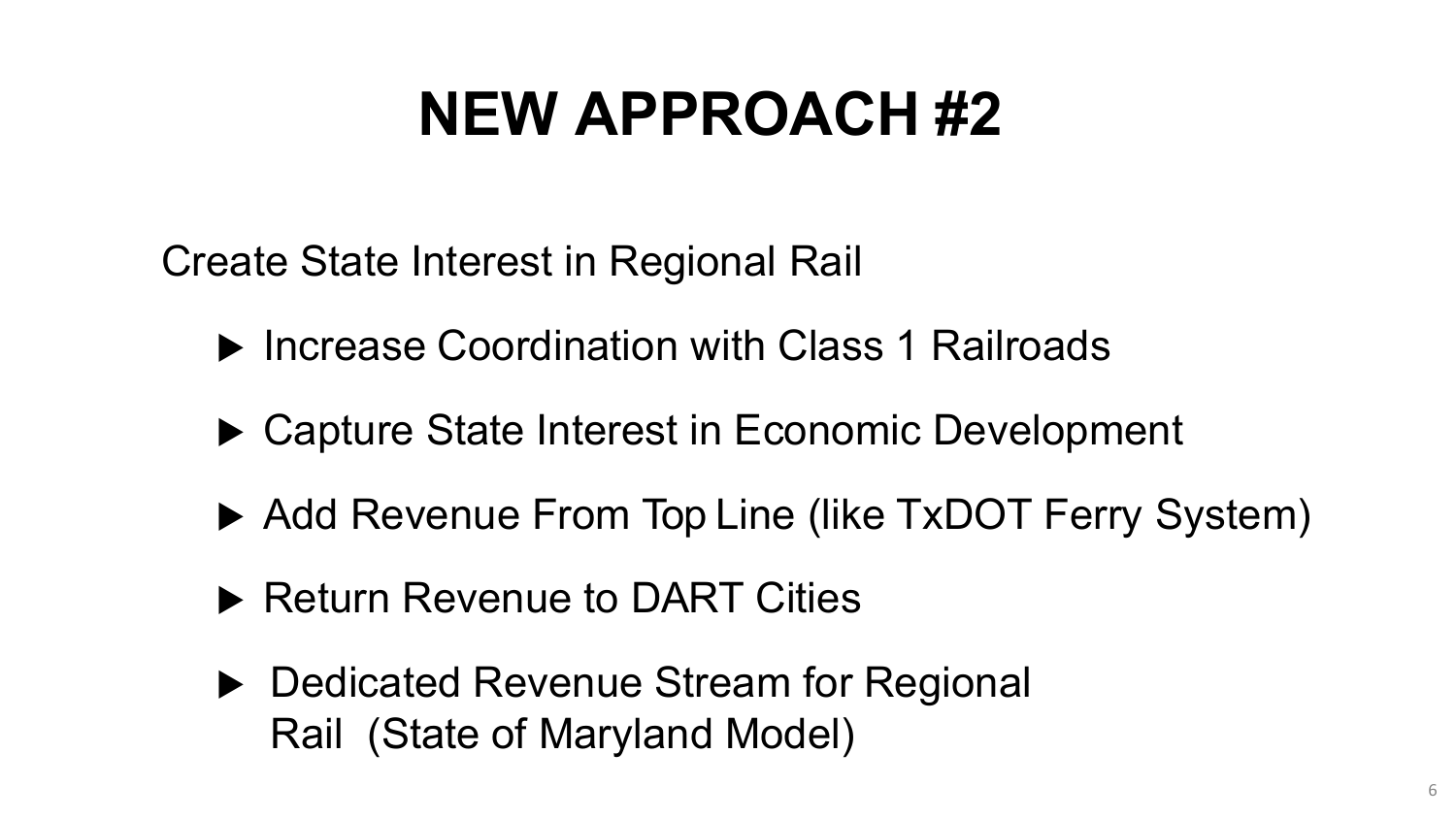# NEW APPROACH #2

Create State Interest in Regional Rail

- Increase Coordination with Class 1 Railroads
- Capture State Interest in Economic Development
- Add Revenue From Top Line (like TxDOT Ferry System)
- Return Revenue to DART Cities
- Dedicated Revenue Stream for Regional Rail (State of Maryland Model)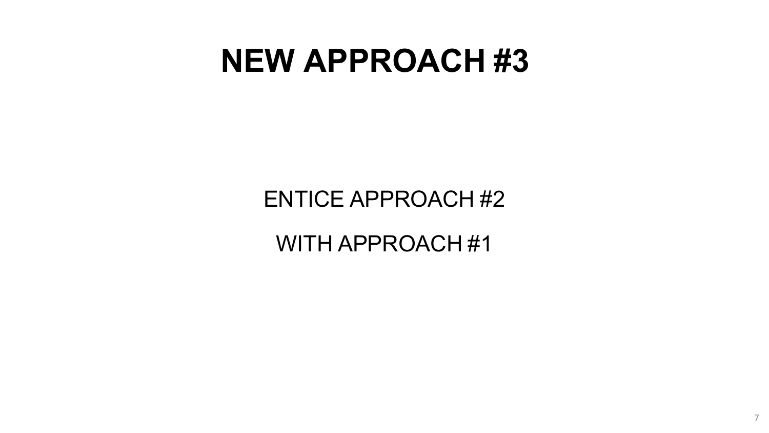# NEW APPROACH #3

ENTICE APPROACH #2

WITH APPROACH #1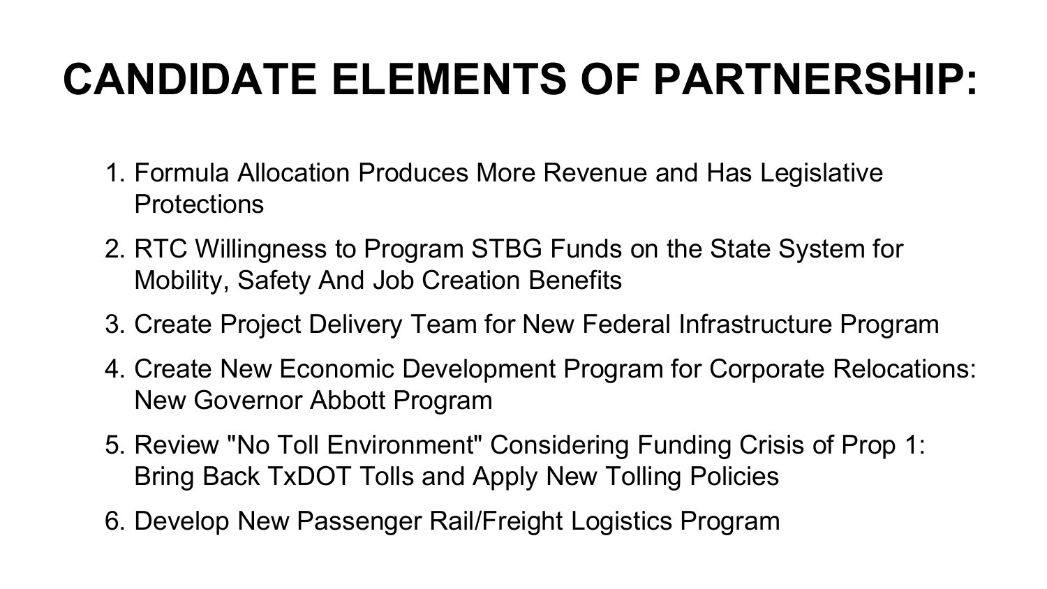# CANDIDATE ELEMENTS OF PARTNERSHIP:

1. Formula Allocation Produces More Revenue and Has Legislative Protections
2. RTC Willingness to Program STBG Funds on the State System for Mobility, Safety And Job Creation Benefits
3. Create Project Delivery Team for New Federal Infrastructure Program
4. Create New Economic Development Program for Corporate Relocations: New Governor Abbott Program
5. Review "No Toll Environment" Considering Funding Crisis of Prop 1: Bring Back TxDOT Tolls and Apply New Tolling Policies
6. Develop New Passenger Rail/Freight Logistics Program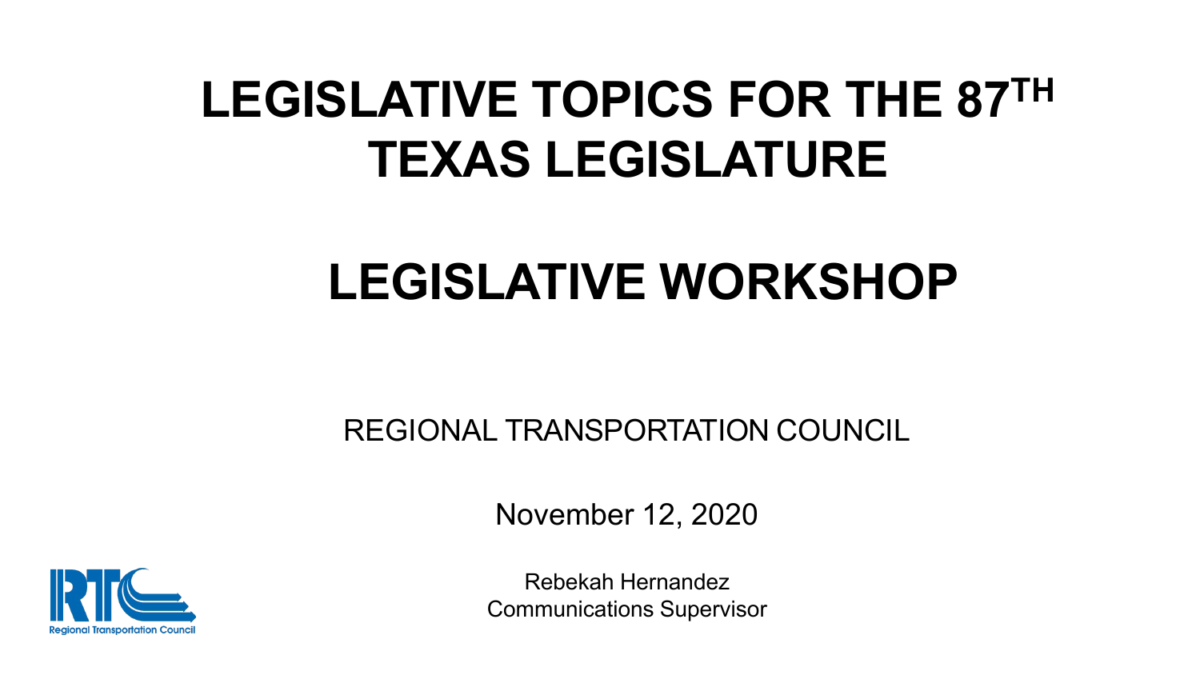# LEGISLATIVE TOPICS FOR THE 87TH TEXAS LEGISLATURE

# LEGISLATIVE WORKSHOP

REGIONAL TRANSPORTATION COUNCIL

November 12, 2020

Rebekah Hernandez
Communications Supervisor

Regional Transportation Council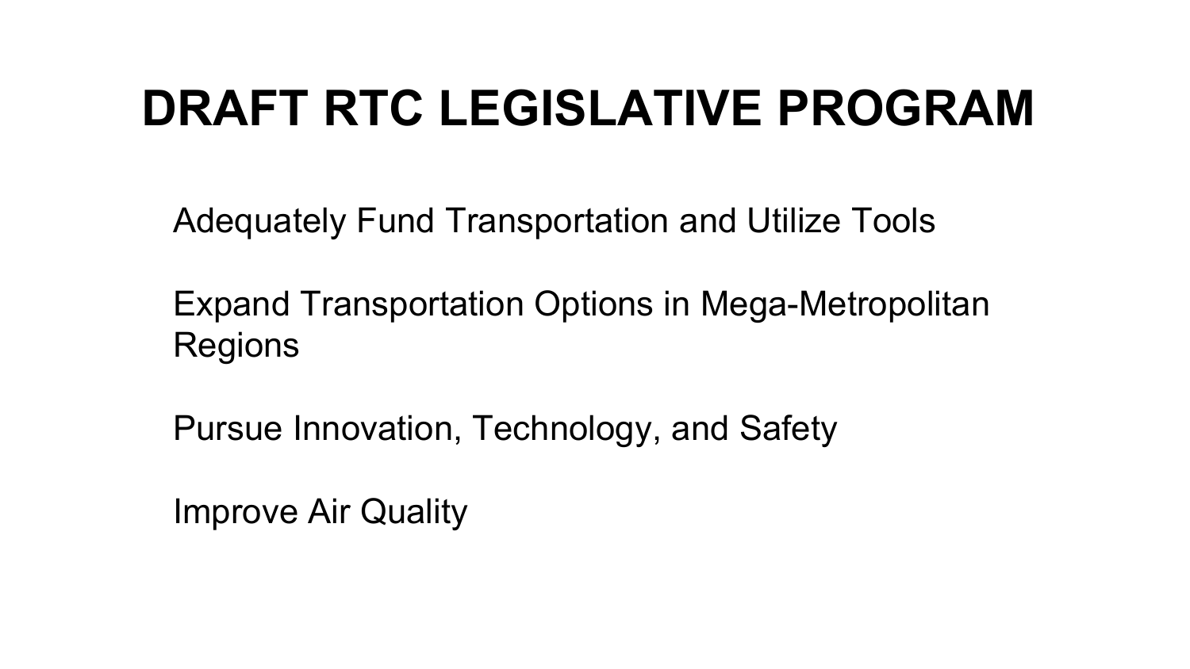# DRAFT RTC LEGISLATIVE PROGRAM

Adequately Fund Transportation and Utilize Tools

Expand Transportation Options in Mega-Metropolitan Regions

Pursue Innovation, Technology, and Safety

Improve Air Quality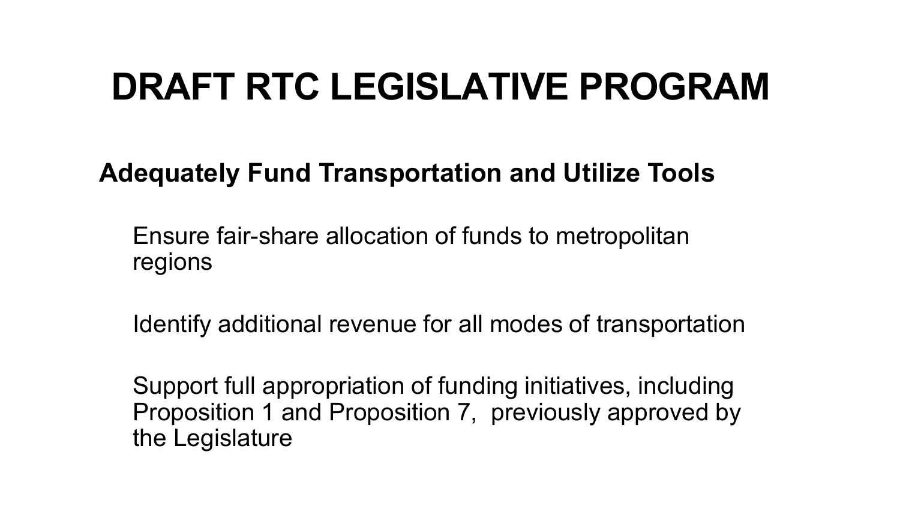# DRAFT RTC LEGISLATIVE PROGRAM

## Adequately Fund Transportation and Utilize Tools

Ensure fair-share allocation of funds to metropolitan regions

Identify additional revenue for all modes of transportation

Support full appropriation of funding initiatives, including Proposition 1 and Proposition 7, previously approved by the Legislature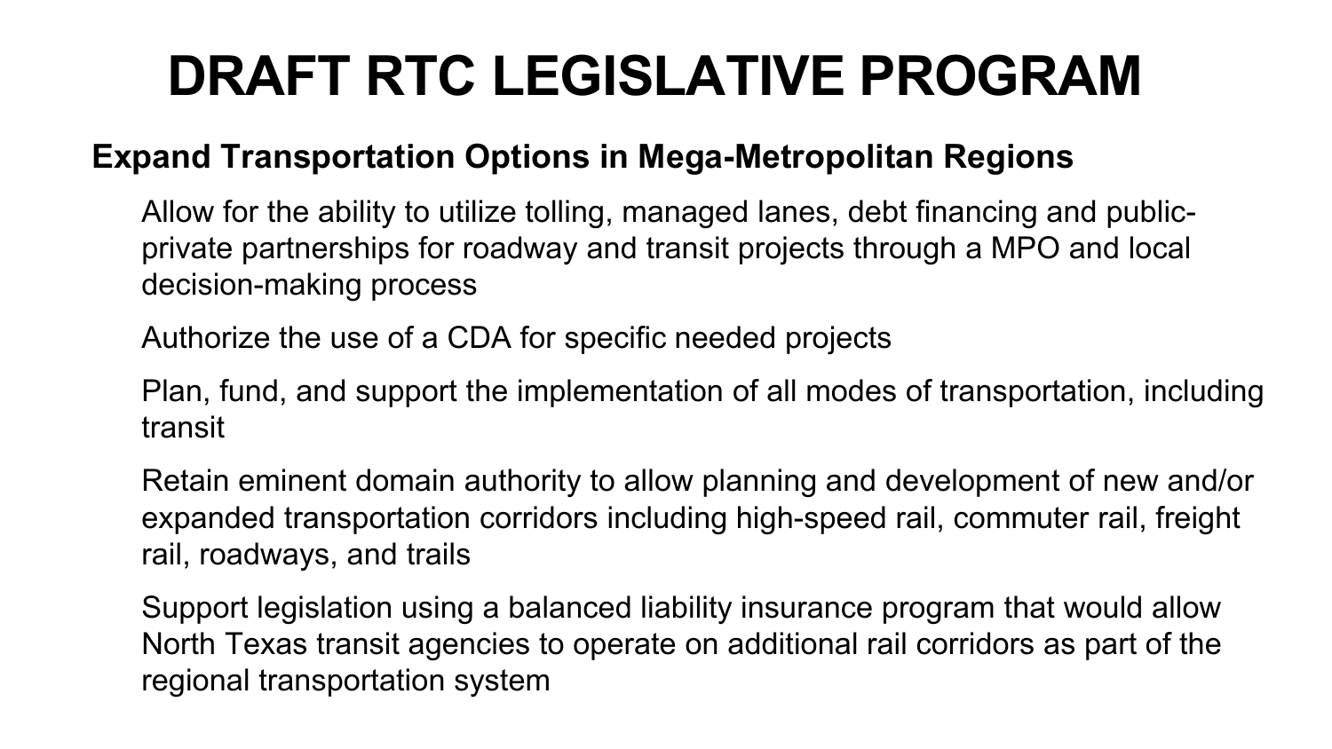# DRAFT RTC LEGISLATIVE PROGRAM

**Expand Transportation Options in Mega-Metropolitan Regions**

- Allow for the ability to utilize tolling, managed lanes, debt financing and public-private partnerships for roadway and transit projects through a MPO and local decision-making process
- Authorize the use of a CDA for specific needed projects
- Plan, fund, and support the implementation of all modes of transportation, including transit
- Retain eminent domain authority to allow planning and development of new and/or expanded transportation corridors including high-speed rail, commuter rail, freight rail, roadways, and trails
- Support legislation using a balanced liability insurance program that would allow North Texas transit agencies to operate on additional rail corridors as part of the regional transportation system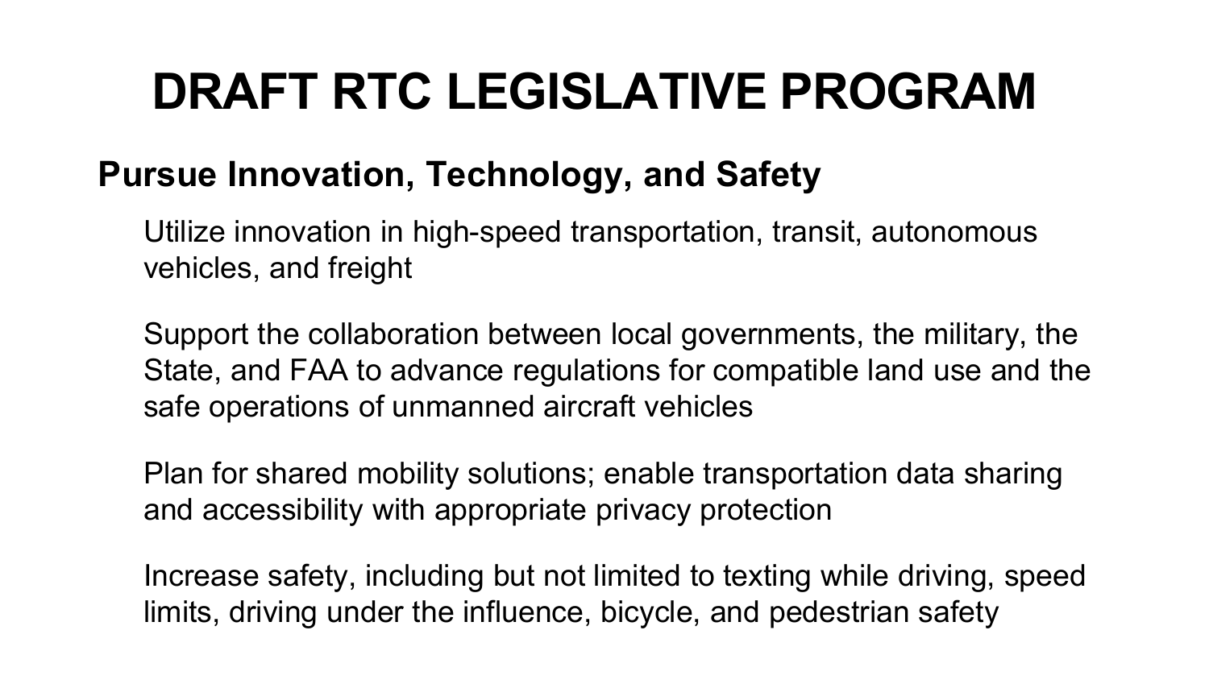# DRAFT RTC LEGISLATIVE PROGRAM

## Pursue Innovation, Technology, and Safety

Utilize innovation in high-speed transportation, transit, autonomous vehicles, and freight

Support the collaboration between local governments, the military, the State, and FAA to advance regulations for compatible land use and the safe operations of unmanned aircraft vehicles

Plan for shared mobility solutions; enable transportation data sharing and accessibility with appropriate privacy protection

Increase safety, including but not limited to texting while driving, speed limits, driving under the influence, bicycle, and pedestrian safety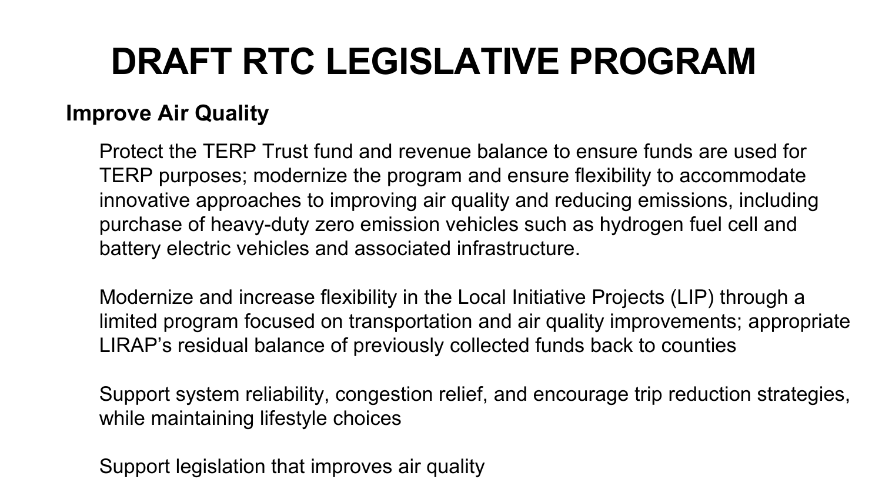# DRAFT RTC LEGISLATIVE PROGRAM

**Improve Air Quality**

Protect the TERP Trust fund and revenue balance to ensure funds are used for TERP purposes; modernize the program and ensure flexibility to accommodate innovative approaches to improving air quality and reducing emissions, including purchase of heavy-duty zero emission vehicles such as hydrogen fuel cell and battery electric vehicles and associated infrastructure.

Modernize and increase flexibility in the Local Initiative Projects (LIP) through a limited program focused on transportation and air quality improvements; appropriate LIRAP's residual balance of previously collected funds back to counties

Support system reliability, congestion relief, and encourage trip reduction strategies, while maintaining lifestyle choices

Support legislation that improves air quality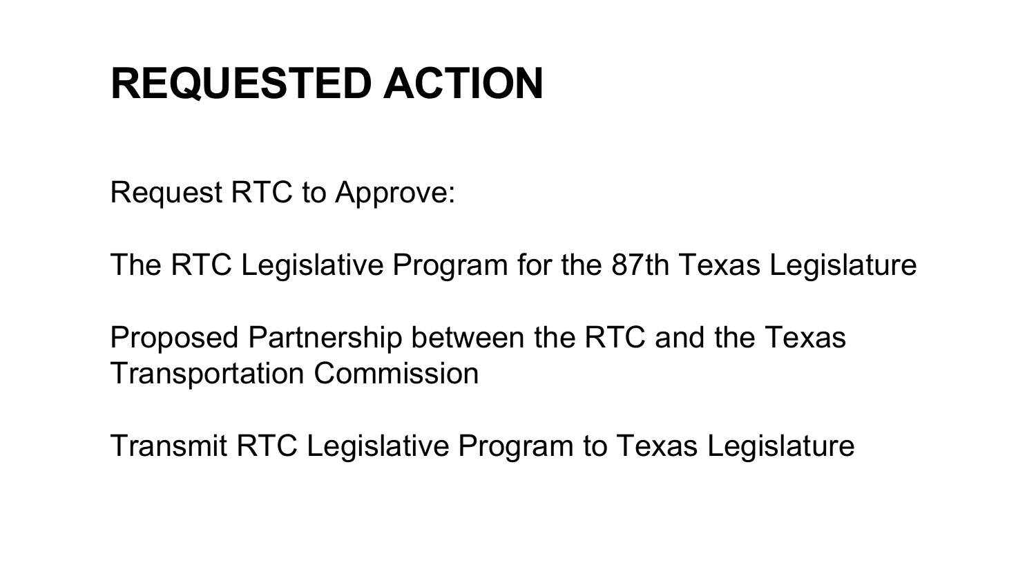# REQUESTED ACTION

Request RTC to Approve:

The RTC Legislative Program for the 87th Texas Legislature

Proposed Partnership between the RTC and the Texas Transportation Commission

Transmit RTC Legislative Program to Texas Legislature